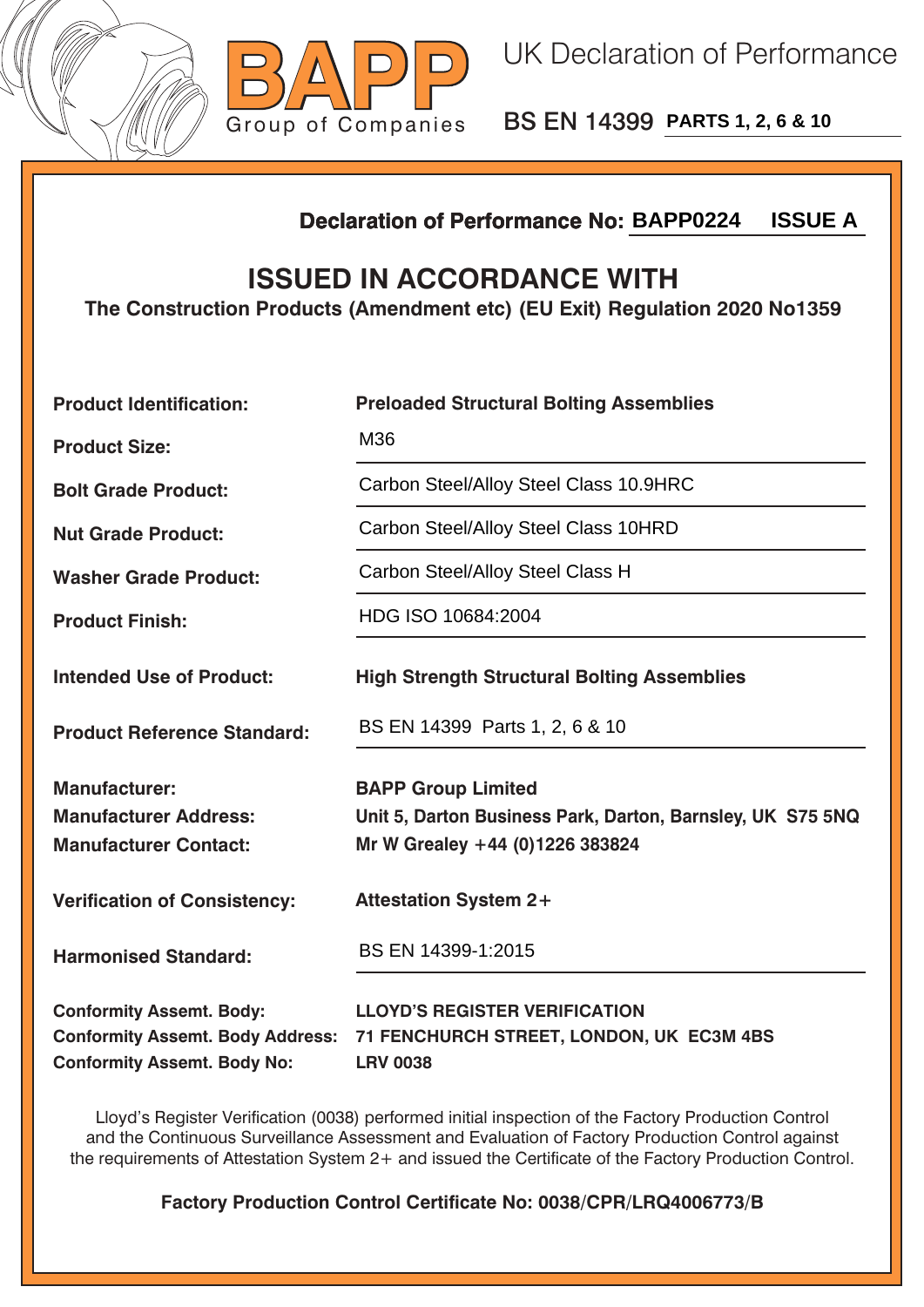BAPP

Group of Companies

# UK Declaration of Performance

## BS EN 14399 PARTS 1, 2, 6 & 10

**Declaration of Performance No: BAPP0224 ISSUE A**

## ISSUED IN ACCORDANCE WITH

**The Construction Products (Amendment etc) (EU Exit) Regulation 2020 No1359**

| | |
|---|---|
| **Product Identification:** | **Preloaded Structural Bolting Assemblies** |
| **Product Size:** | M36 |
| **Bolt Grade Product:** | Carbon Steel/Alloy Steel Class 10.9HRC |
| **Nut Grade Product:** | Carbon Steel/Alloy Steel Class 10HRD |
| **Washer Grade Product:** | Carbon Steel/Alloy Steel Class H |
| **Product Finish:** | HDG ISO 10684:2004 |
| **Intended Use of Product:** | **High Strength Structural Bolting Assemblies** |
| **Product Reference Standard:** | BS EN 14399 Parts 1, 2, 6 & 10 |
| **Manufacturer:** | **BAPP Group Limited** |
| **Manufacturer Address:** | **Unit 5, Darton Business Park, Darton, Barnsley, UK S75 5NQ** |
| **Manufacturer Contact:** | **Mr W Grealey +44 (0)1226 383824** |
| **Verification of Consistency:** | **Attestation System 2+** |
| **Harmonised Standard:** | BS EN 14399-1:2015 |
| **Conformity Assemt. Body:** | **LLOYD'S REGISTER VERIFICATION** |
| **Conformity Assemt. Body Address:** | **71 FENCHURCH STREET, LONDON, UK EC3M 4BS** |
| **Conformity Assemt. Body No:** | **LRV 0038** |

Lloyd's Register Verification (0038) performed initial inspection of the Factory Production Control and the Continuous Surveillance Assessment and Evaluation of Factory Production Control against the requirements of Attestation System 2+ and issued the Certificate of the Factory Production Control.

**Factory Production Control Certificate No: 0038/CPR/LRQ4006773/B**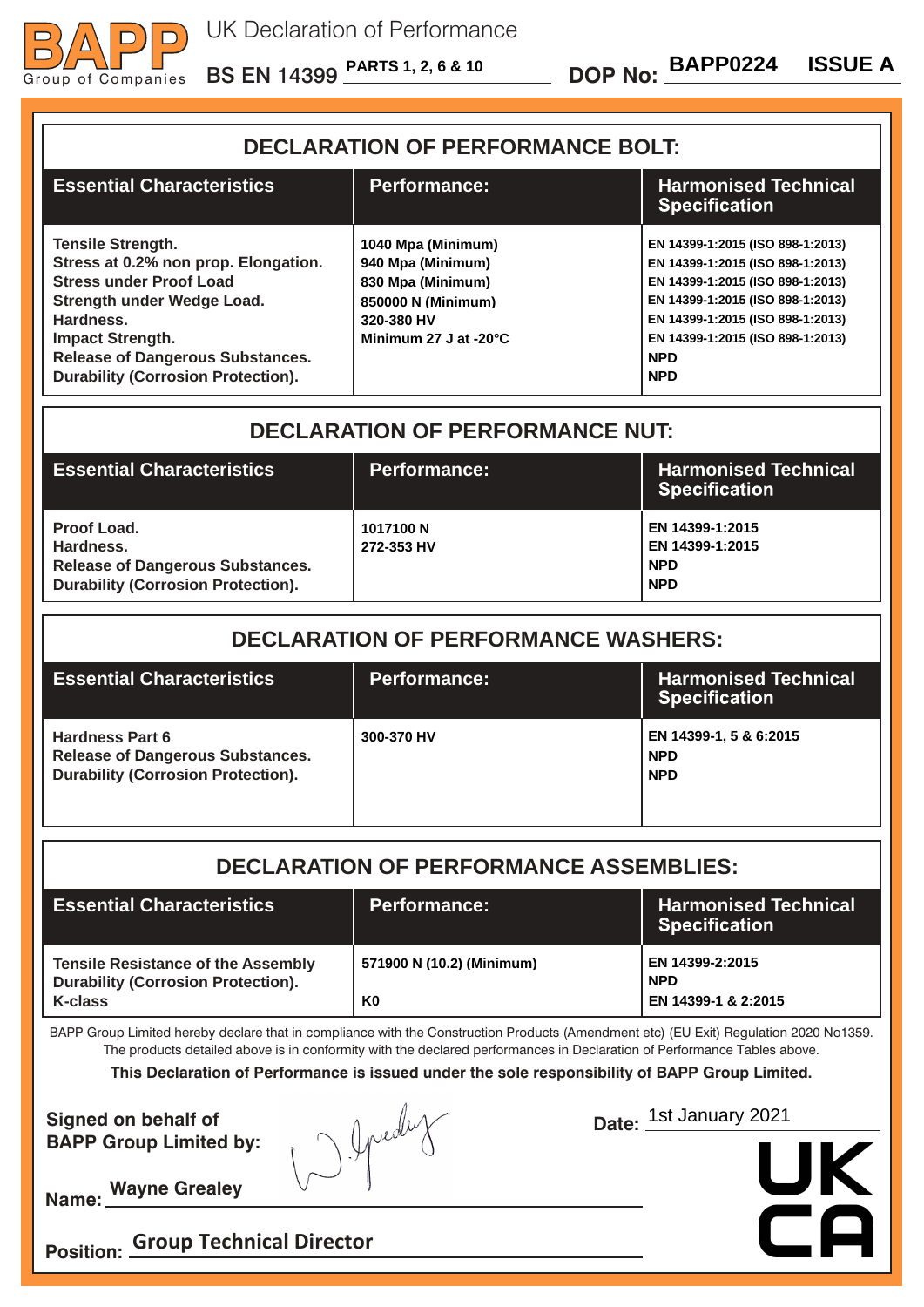UK Declaration of Performance

BS EN 14399 PARTS 1, 2, 6 & 10 DOP No: BAPP0224 ISSUE A

## DECLARATION OF PERFORMANCE BOLT:

| Essential Characteristics | Performance: | Harmonised Technical Specification |
|---|---|---|
| Tensile Strength. | 1040 Mpa (Minimum) | EN 14399-1:2015 (ISO 898-1:2013) |
| Stress at 0.2% non prop. Elongation. | 940 Mpa (Minimum) | EN 14399-1:2015 (ISO 898-1:2013) |
| Stress under Proof Load | 830 Mpa (Minimum) | EN 14399-1:2015 (ISO 898-1:2013) |
| Strength under Wedge Load. | 850000 N (Minimum) | EN 14399-1:2015 (ISO 898-1:2013) |
| Hardness. | 320-380 HV | EN 14399-1:2015 (ISO 898-1:2013) |
| Impact Strength. | Minimum 27 J at -20°C | EN 14399-1:2015 (ISO 898-1:2013) |
| Release of Dangerous Substances. | | NPD |
| Durability (Corrosion Protection). | | NPD |

## DECLARATION OF PERFORMANCE NUT:

| Essential Characteristics | Performance: | Harmonised Technical Specification |
|---|---|---|
| Proof Load. | 1017100 N | EN 14399-1:2015 |
| Hardness. | 272-353 HV | EN 14399-1:2015 |
| Release of Dangerous Substances. | | NPD |
| Durability (Corrosion Protection). | | NPD |

## DECLARATION OF PERFORMANCE WASHERS:

| Essential Characteristics | Performance: | Harmonised Technical Specification |
|---|---|---|
| Hardness Part 6 | 300-370 HV | EN 14399-1, 5 & 6:2015 |
| Release of Dangerous Substances. | | NPD |
| Durability (Corrosion Protection). | | NPD |

## DECLARATION OF PERFORMANCE ASSEMBLIES:

| Essential Characteristics | Performance: | Harmonised Technical Specification |
|---|---|---|
| Tensile Resistance of the Assembly | 571900 N (10.2) (Minimum) | EN 14399-2:2015 |
| Durability (Corrosion Protection). | | NPD |
| K-class | K0 | EN 14399-1 & 2:2015 |

BAPP Group Limited hereby declare that in compliance with the Construction Products (Amendment etc) (EU Exit) Regulation 2020 No1359. The products detailed above is in conformity with the declared performances in Declaration of Performance Tables above.

**This Declaration of Performance is issued under the sole responsibility of BAPP Group Limited.**

**Signed on behalf of BAPP Group Limited by:**

Date: 1st January 2021

Name: Wayne Grealey

Position: Group Technical Director

UK CA